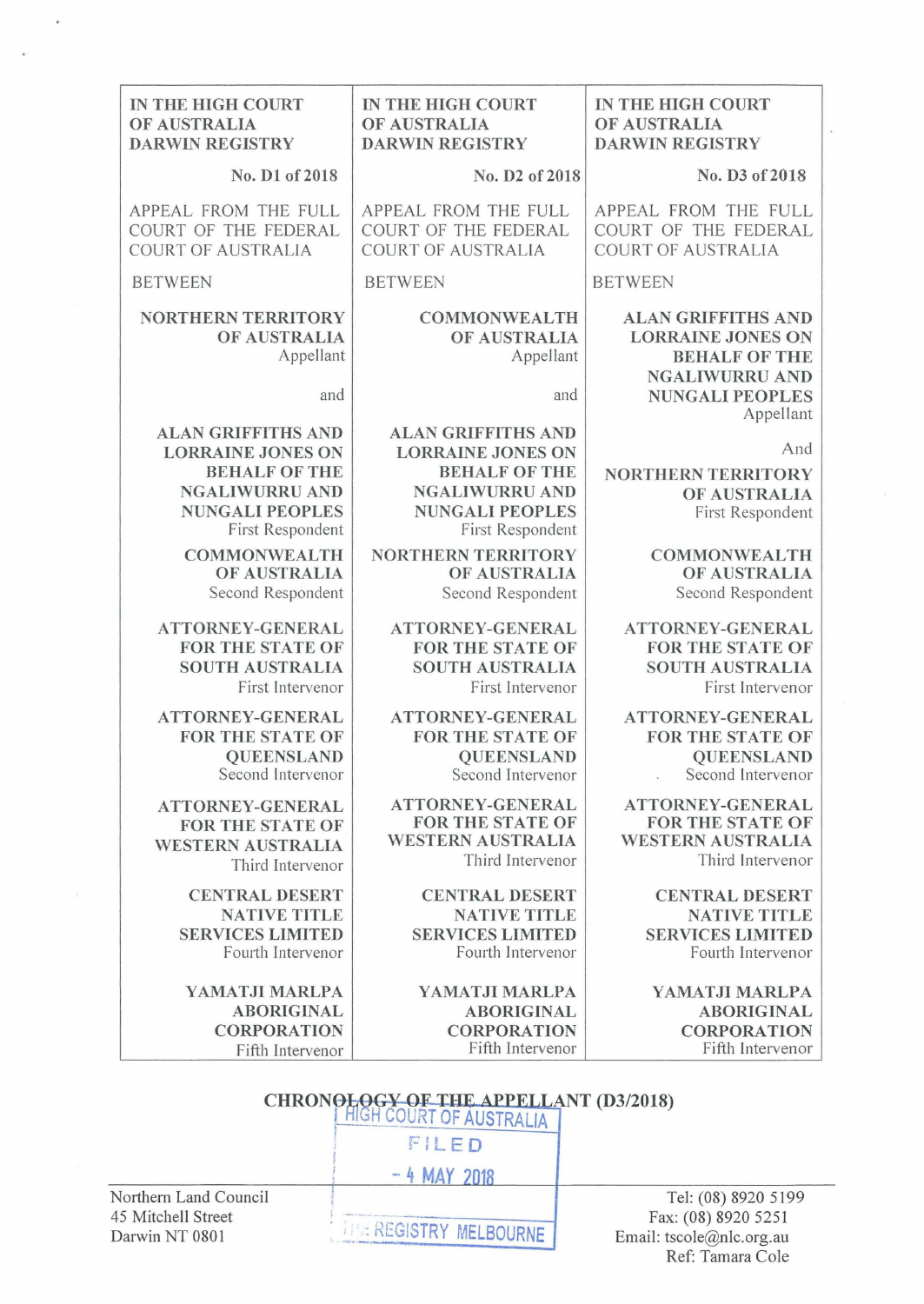| IN THE HIGH COURT OF AUSTRALIA DARWIN REGISTRY | IN THE HIGH COURT OF AUSTRALIA DARWIN REGISTRY | IN THE HIGH COURT OF AUSTRALIA DARWIN REGISTRY |
| --- | --- | --- |
| No. D1 of 2018 | No. D2 of 2018 | No. D3 of 2018 |
| APPEAL FROM THE FULL COURT OF THE FEDERAL COURT OF AUSTRALIA | APPEAL FROM THE FULL COURT OF THE FEDERAL COURT OF AUSTRALIA | APPEAL FROM THE FULL COURT OF THE FEDERAL COURT OF AUSTRALIA |
| BETWEEN | BETWEEN | BETWEEN |
| **NORTHERN TERRITORY OF AUSTRALIA** Appellant | **COMMONWEALTH OF AUSTRALIA** Appellant | **ALAN GRIFFITHS AND LORRAINE JONES ON BEHALF OF THE NGALIWURRU AND NUNGALI PEOPLES** Appellant |
| and | and | And |
| **ALAN GRIFFITHS AND LORRAINE JONES ON BEHALF OF THE NGALIWURRU AND NUNGALI PEOPLES** First Respondent | **ALAN GRIFFITHS AND LORRAINE JONES ON BEHALF OF THE NGALIWURRU AND NUNGALI PEOPLES** First Respondent | **NORTHERN TERRITORY OF AUSTRALIA** First Respondent |
| **COMMONWEALTH OF AUSTRALIA** Second Respondent | **NORTHERN TERRITORY OF AUSTRALIA** Second Respondent | **COMMONWEALTH OF AUSTRALIA** Second Respondent |
| **ATTORNEY-GENERAL FOR THE STATE OF SOUTH AUSTRALIA** First Intervenor | **ATTORNEY-GENERAL FOR THE STATE OF SOUTH AUSTRALIA** First Intervenor | **ATTORNEY-GENERAL FOR THE STATE OF SOUTH AUSTRALIA** First Intervenor |
| **ATTORNEY-GENERAL FOR THE STATE OF QUEENSLAND** Second Intervenor | **ATTORNEY-GENERAL FOR THE STATE OF QUEENSLAND** Second Intervenor | **ATTORNEY-GENERAL FOR THE STATE OF QUEENSLAND** Second Intervenor |
| **ATTORNEY-GENERAL FOR THE STATE OF WESTERN AUSTRALIA** Third Intervenor | **ATTORNEY-GENERAL FOR THE STATE OF WESTERN AUSTRALIA** Third Intervenor | **ATTORNEY-GENERAL FOR THE STATE OF WESTERN AUSTRALIA** Third Intervenor |
| **CENTRAL DESERT NATIVE TITLE SERVICES LIMITED** Fourth Intervenor | **CENTRAL DESERT NATIVE TITLE SERVICES LIMITED** Fourth Intervenor | **CENTRAL DESERT NATIVE TITLE SERVICES LIMITED** Fourth Intervenor |
| **YAMATJI MARLPA ABORIGINAL CORPORATION** Fifth Intervenor | **YAMATJI MARLPA ABORIGINAL CORPORATION** Fifth Intervenor | **YAMATJI MARLPA ABORIGINAL CORPORATION** Fifth Intervenor |

## CHRONOLOGY OF THE APPELLANT (D3/2018)

HIGH COURT OF AUSTRALIA
FILED
- 4 MAY 2018
THE REGISTRY MELBOURNE

Northern Land Council
45 Mitchell Street
Darwin NT 0801

Tel: (08) 8920 5199
Fax: (08) 8920 5251
Email: tscole@nlc.org.au
Ref: Tamara Cole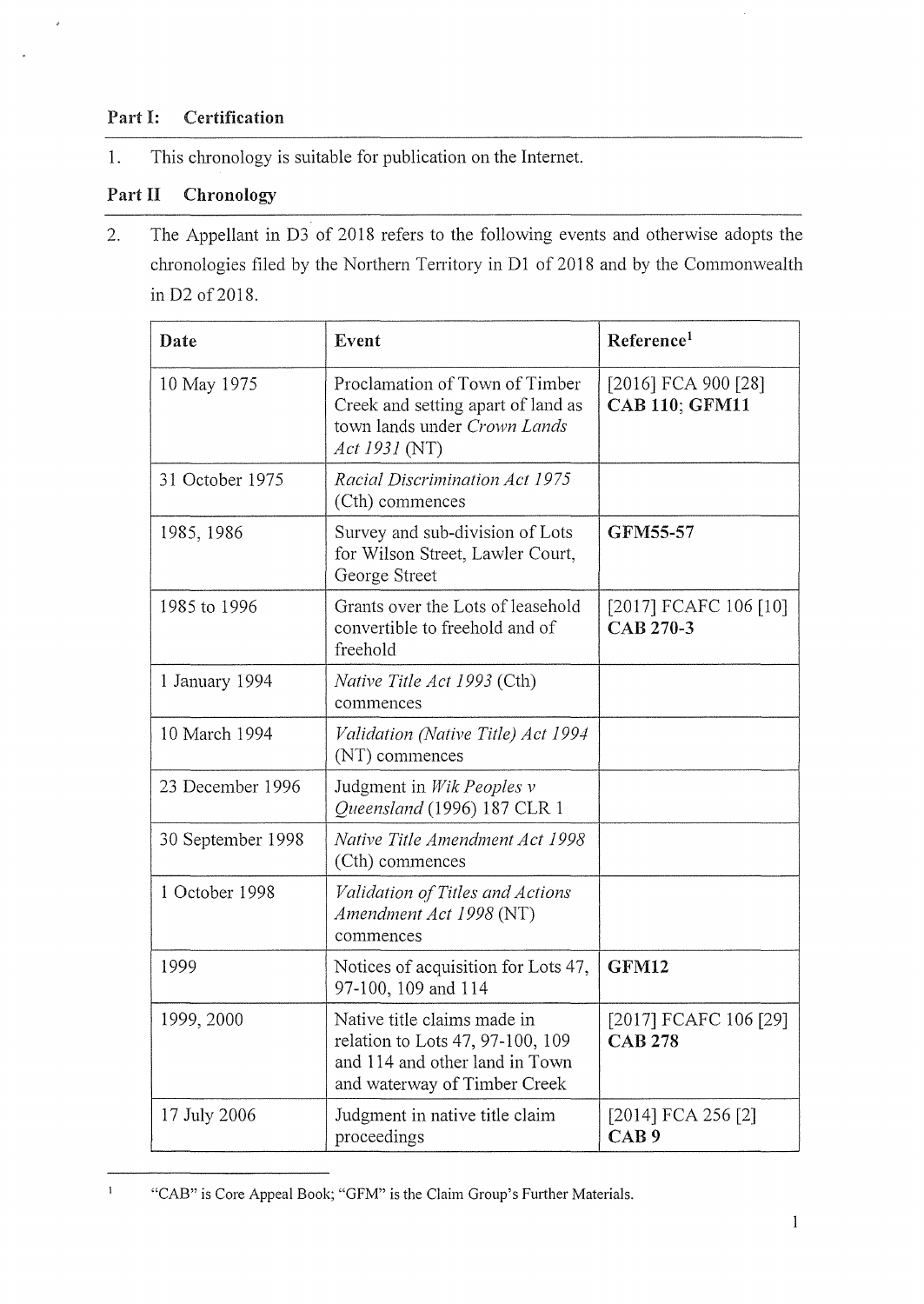## Part I: Certification

1. This chronology is suitable for publication on the Internet.

## Part II Chronology

2. The Appellant in D3 of 2018 refers to the following events and otherwise adopts the chronologies filed by the Northern Territory in D1 of 2018 and by the Commonwealth in D2 of 2018.

| Date | Event | Reference[1] |
|---|---|---|
| 10 May 1975 | Proclamation of Town of Timber Creek and setting apart of land as town lands under *Crown Lands Act 1931* (NT) | [2016] FCA 900 [28] **CAB 110; GFM11** |
| 31 October 1975 | *Racial Discrimination Act 1975* (Cth) commences | |
| 1985, 1986 | Survey and sub-division of Lots for Wilson Street, Lawler Court, George Street | **GFM55-57** |
| 1985 to 1996 | Grants over the Lots of leasehold convertible to freehold and of freehold | [2017] FCAFC 106 [10] **CAB 270-3** |
| 1 January 1994 | *Native Title Act 1993* (Cth) commences | |
| 10 March 1994 | *Validation (Native Title) Act 1994* (NT) commences | |
| 23 December 1996 | Judgment in *Wik Peoples v Queensland* (1996) 187 CLR 1 | |
| 30 September 1998 | *Native Title Amendment Act 1998* (Cth) commences | |
| 1 October 1998 | *Validation of Titles and Actions Amendment Act 1998* (NT) commences | |
| 1999 | Notices of acquisition for Lots 47, 97-100, 109 and 114 | **GFM12** |
| 1999, 2000 | Native title claims made in relation to Lots 47, 97-100, 109 and 114 and other land in Town and waterway of Timber Creek | [2017] FCAFC 106 [29] **CAB 278** |
| 17 July 2006 | Judgment in native title claim proceedings | [2014] FCA 256 [2] **CAB 9** |

[1] "CAB" is Core Appeal Book; "GFM" is the Claim Group's Further Materials.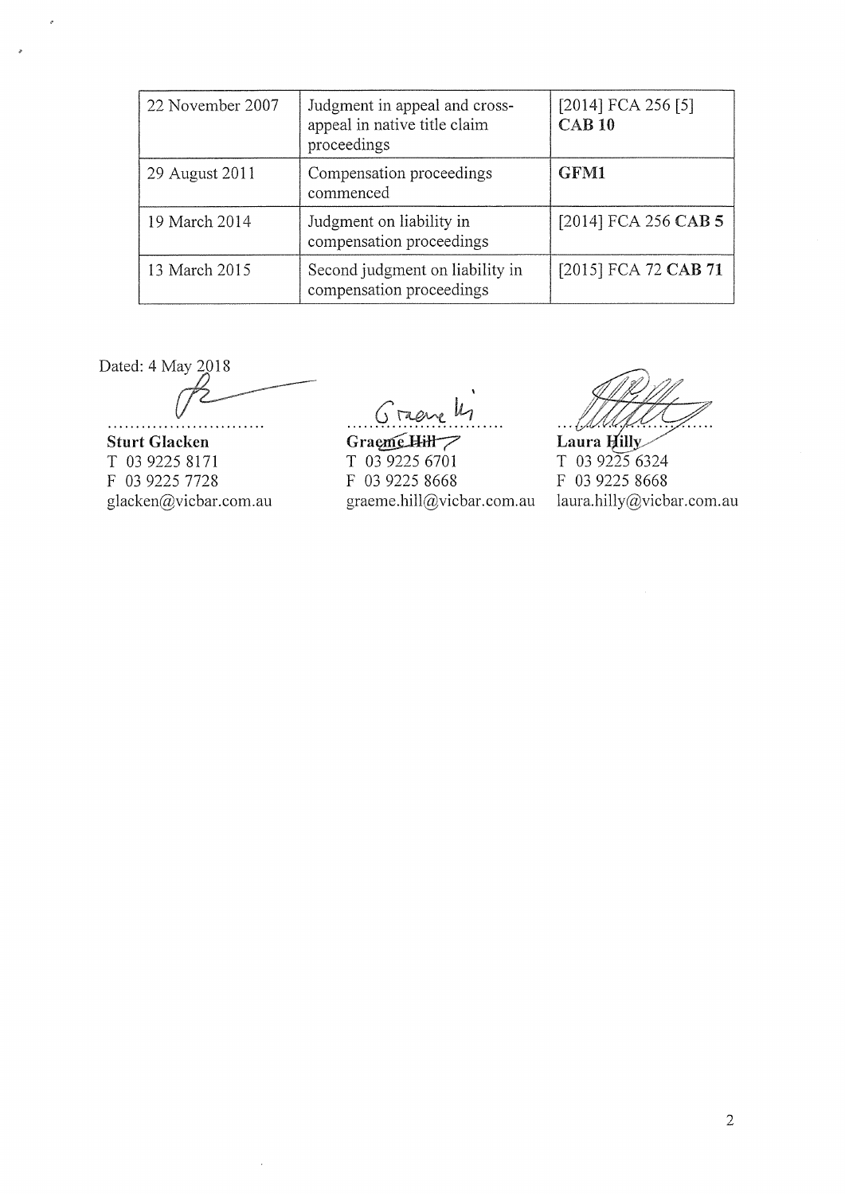| | | |
|---|---|---|
| 22 November 2007 | Judgment in appeal and cross-appeal in native title claim proceedings | [2014] FCA 256 [5] **CAB 10** |
| 29 August 2011 | Compensation proceedings commenced | **GFM1** |
| 19 March 2014 | Judgment on liability in compensation proceedings | [2014] FCA 256 **CAB 5** |
| 13 March 2015 | Second judgment on liability in compensation proceedings | [2015] FCA 72 **CAB 71** |

Dated: 4 May 2018

**Sturt Glacken**
T 03 9225 8171
F 03 9225 7728
glacken@vicbar.com.au

**Graeme Hill**
T 03 9225 6701
F 03 9225 8668
graeme.hill@vicbar.com.au

**Laura Hilly**
T 03 9225 6324
F 03 9225 8668
laura.hilly@vicbar.com.au